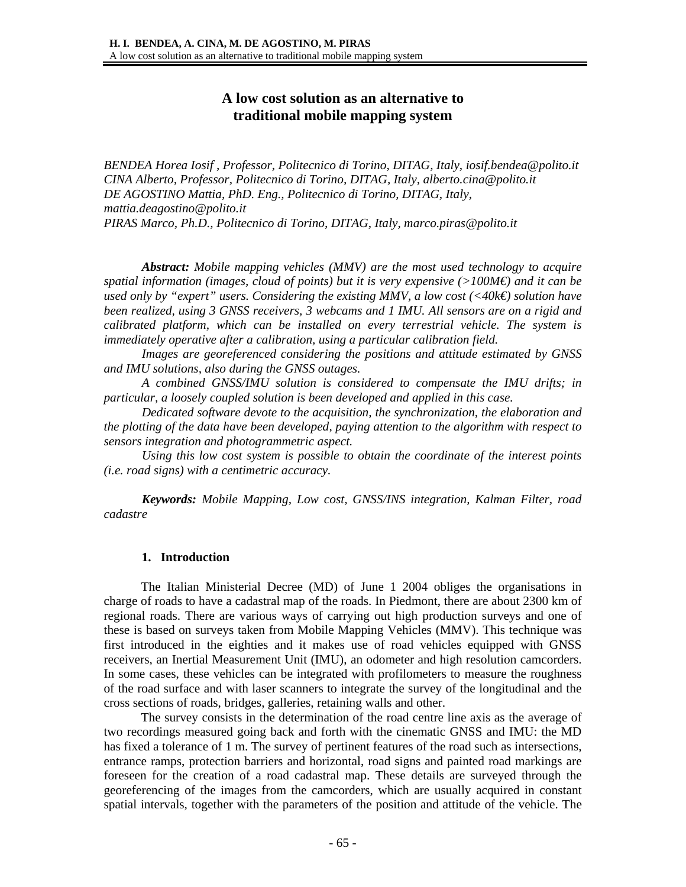# A low cost solution as an alternative to traditional mobile mapping system

*BENDEA Horea Iosif , Professor, Politecnico di Torino, DITAG, Italy, iosif.bendea@polito.it*
*CINA Alberto, Professor, Politecnico di Torino, DITAG, Italy, alberto.cina@polito.it*
*DE AGOSTINO Mattia, PhD. Eng., Politecnico di Torino, DITAG, Italy, mattia.deagostino@polito.it*
*PIRAS Marco, Ph.D., Politecnico di Torino, DITAG, Italy, marco.piras@polito.it*

***Abstract:*** *Mobile mapping vehicles (MMV) are the most used technology to acquire spatial information (images, cloud of points) but it is very expensive (>100M€) and it can be used only by "expert" users. Considering the existing MMV, a low cost (<40k€) solution have been realized, using 3 GNSS receivers, 3 webcams and 1 IMU. All sensors are on a rigid and calibrated platform, which can be installed on every terrestrial vehicle. The system is immediately operative after a calibration, using a particular calibration field.*

*Images are georeferenced considering the positions and attitude estimated by GNSS and IMU solutions, also during the GNSS outages.*

*A combined GNSS/IMU solution is considered to compensate the IMU drifts; in particular, a loosely coupled solution is been developed and applied in this case.*

*Dedicated software devote to the acquisition, the synchronization, the elaboration and the plotting of the data have been developed, paying attention to the algorithm with respect to sensors integration and photogrammetric aspect.*

*Using this low cost system is possible to obtain the coordinate of the interest points (i.e. road signs) with a centimetric accuracy.*

***Keywords:*** *Mobile Mapping, Low cost, GNSS/INS integration, Kalman Filter, road cadastre*

## 1. Introduction

The Italian Ministerial Decree (MD) of June 1 2004 obliges the organisations in charge of roads to have a cadastral map of the roads. In Piedmont, there are about 2300 km of regional roads. There are various ways of carrying out high production surveys and one of these is based on surveys taken from Mobile Mapping Vehicles (MMV). This technique was first introduced in the eighties and it makes use of road vehicles equipped with GNSS receivers, an Inertial Measurement Unit (IMU), an odometer and high resolution camcorders. In some cases, these vehicles can be integrated with profilometers to measure the roughness of the road surface and with laser scanners to integrate the survey of the longitudinal and the cross sections of roads, bridges, galleries, retaining walls and other.

The survey consists in the determination of the road centre line axis as the average of two recordings measured going back and forth with the cinematic GNSS and IMU: the MD has fixed a tolerance of 1 m. The survey of pertinent features of the road such as intersections, entrance ramps, protection barriers and horizontal, road signs and painted road markings are foreseen for the creation of a road cadastral map. These details are surveyed through the georeferencing of the images from the camcorders, which are usually acquired in constant spatial intervals, together with the parameters of the position and attitude of the vehicle. The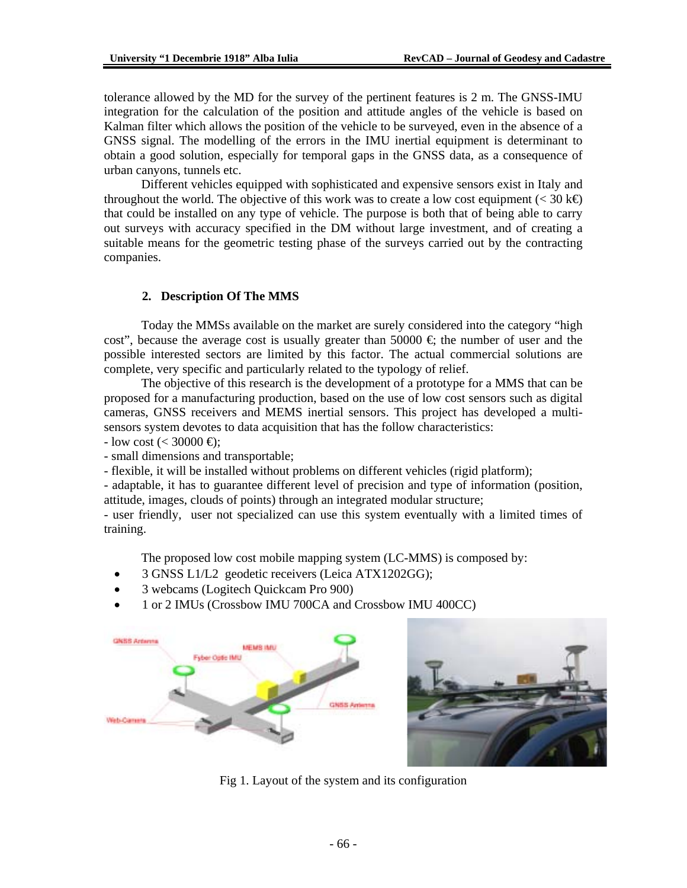tolerance allowed by the MD for the survey of the pertinent features is 2 m. The GNSS-IMU integration for the calculation of the position and attitude angles of the vehicle is based on Kalman filter which allows the position of the vehicle to be surveyed, even in the absence of a GNSS signal. The modelling of the errors in the IMU inertial equipment is determinant to obtain a good solution, especially for temporal gaps in the GNSS data, as a consequence of urban canyons, tunnels etc.

Different vehicles equipped with sophisticated and expensive sensors exist in Italy and throughout the world. The objective of this work was to create a low cost equipment (< 30 k€) that could be installed on any type of vehicle. The purpose is both that of being able to carry out surveys with accuracy specified in the DM without large investment, and of creating a suitable means for the geometric testing phase of the surveys carried out by the contracting companies.

## 2. Description Of The MMS

Today the MMSs available on the market are surely considered into the category "high cost", because the average cost is usually greater than 50000 €; the number of user and the possible interested sectors are limited by this factor. The actual commercial solutions are complete, very specific and particularly related to the typology of relief.

The objective of this research is the development of a prototype for a MMS that can be proposed for a manufacturing production, based on the use of low cost sensors such as digital cameras, GNSS receivers and MEMS inertial sensors. This project has developed a multi-sensors system devotes to data acquisition that has the follow characteristics:

- low cost (< 30000 €);
- small dimensions and transportable;
- flexible, it will be installed without problems on different vehicles (rigid platform);
- adaptable, it has to guarantee different level of precision and type of information (position, attitude, images, clouds of points) through an integrated modular structure;
- user friendly, user not specialized can use this system eventually with a limited times of training.

The proposed low cost mobile mapping system (LC-MMS) is composed by:

- 3 GNSS L1/L2 geodetic receivers (Leica ATX1202GG);
- 3 webcams (Logitech Quickcam Pro 900)
- 1 or 2 IMUs (Crossbow IMU 700CA and Crossbow IMU 400CC)

Fig 1. Layout of the system and its configuration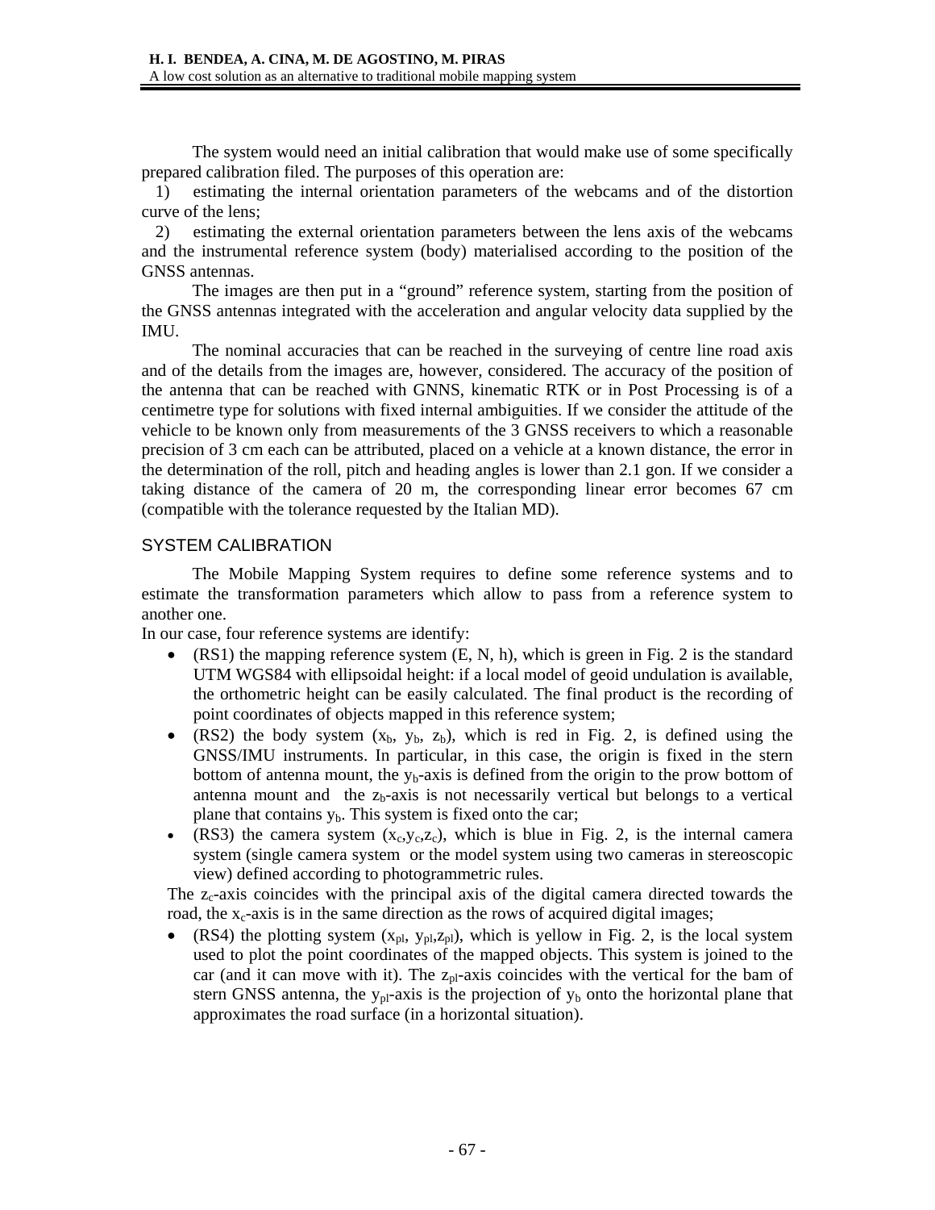The system would need an initial calibration that would make use of some specifically prepared calibration filed. The purposes of this operation are:

1) estimating the internal orientation parameters of the webcams and of the distortion curve of the lens;

2) estimating the external orientation parameters between the lens axis of the webcams and the instrumental reference system (body) materialised according to the position of the GNSS antennas.

The images are then put in a "ground" reference system, starting from the position of the GNSS antennas integrated with the acceleration and angular velocity data supplied by the IMU.

The nominal accuracies that can be reached in the surveying of centre line road axis and of the details from the images are, however, considered. The accuracy of the position of the antenna that can be reached with GNNS, kinematic RTK or in Post Processing is of a centimetre type for solutions with fixed internal ambiguities. If we consider the attitude of the vehicle to be known only from measurements of the 3 GNSS receivers to which a reasonable precision of 3 cm each can be attributed, placed on a vehicle at a known distance, the error in the determination of the roll, pitch and heading angles is lower than 2.1 gon. If we consider a taking distance of the camera of 20 m, the corresponding linear error becomes 67 cm (compatible with the tolerance requested by the Italian MD).

## SYSTEM CALIBRATION

The Mobile Mapping System requires to define some reference systems and to estimate the transformation parameters which allow to pass from a reference system to another one.

In our case, four reference systems are identify:

- (RS1) the mapping reference system (E, N, h), which is green in Fig. 2 is the standard UTM WGS84 with ellipsoidal height: if a local model of geoid undulation is available, the orthometric height can be easily calculated. The final product is the recording of point coordinates of objects mapped in this reference system;
- (RS2) the body system ($x_b$, $y_b$, $z_b$), which is red in Fig. 2, is defined using the GNSS/IMU instruments. In particular, in this case, the origin is fixed in the stern bottom of antenna mount, the $y_b$-axis is defined from the origin to the prow bottom of antenna mount and the $z_b$-axis is not necessarily vertical but belongs to a vertical plane that contains $y_b$. This system is fixed onto the car;
- (RS3) the camera system ($x_c$,$y_c$,$z_c$), which is blue in Fig. 2, is the internal camera system (single camera system or the model system using two cameras in stereoscopic view) defined according to photogrammetric rules.

  The $z_c$-axis coincides with the principal axis of the digital camera directed towards the road, the $x_c$-axis is in the same direction as the rows of acquired digital images;
- (RS4) the plotting system ($x_{pl}$, $y_{pl}$,$z_{pl}$), which is yellow in Fig. 2, is the local system used to plot the point coordinates of the mapped objects. This system is joined to the car (and it can move with it). The $z_{pl}$-axis coincides with the vertical for the bam of stern GNSS antenna, the $y_{pl}$-axis is the projection of $y_b$ onto the horizontal plane that approximates the road surface (in a horizontal situation).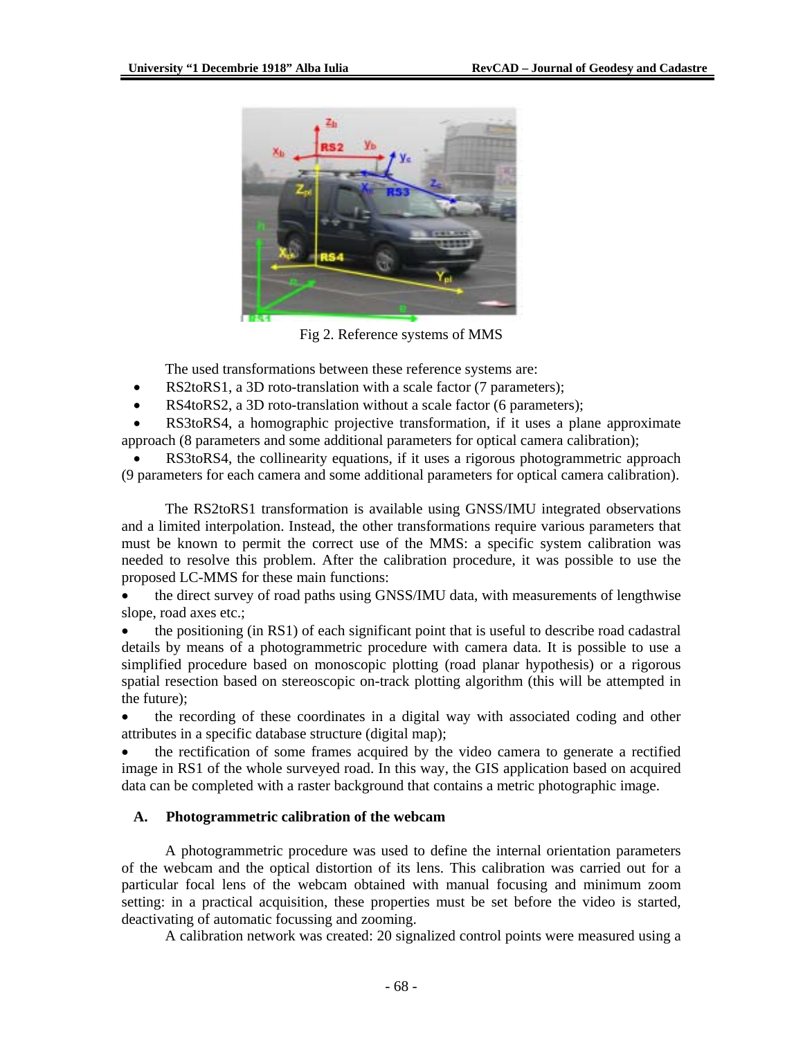Fig 2. Reference systems of MMS

The used transformations between these reference systems are:

- RS2toRS1, a 3D roto-translation with a scale factor (7 parameters);
- RS4toRS2, a 3D roto-translation without a scale factor (6 parameters);
- RS3toRS4, a homographic projective transformation, if it uses a plane approximate approach (8 parameters and some additional parameters for optical camera calibration);
- RS3toRS4, the collinearity equations, if it uses a rigorous photogrammetric approach (9 parameters for each camera and some additional parameters for optical camera calibration).

The RS2toRS1 transformation is available using GNSS/IMU integrated observations and a limited interpolation. Instead, the other transformations require various parameters that must be known to permit the correct use of the MMS: a specific system calibration was needed to resolve this problem. After the calibration procedure, it was possible to use the proposed LC-MMS for these main functions:

- the direct survey of road paths using GNSS/IMU data, with measurements of lengthwise slope, road axes etc.;
- the positioning (in RS1) of each significant point that is useful to describe road cadastral details by means of a photogrammetric procedure with camera data. It is possible to use a simplified procedure based on monoscopic plotting (road planar hypothesis) or a rigorous spatial resection based on stereoscopic on-track plotting algorithm (this will be attempted in the future);
- the recording of these coordinates in a digital way with associated coding and other attributes in a specific database structure (digital map);
- the rectification of some frames acquired by the video camera to generate a rectified image in RS1 of the whole surveyed road. In this way, the GIS application based on acquired data can be completed with a raster background that contains a metric photographic image.

### A. Photogrammetric calibration of the webcam

A photogrammetric procedure was used to define the internal orientation parameters of the webcam and the optical distortion of its lens. This calibration was carried out for a particular focal lens of the webcam obtained with manual focusing and minimum zoom setting: in a practical acquisition, these properties must be set before the video is started, deactivating of automatic focussing and zooming.

A calibration network was created: 20 signalized control points were measured using a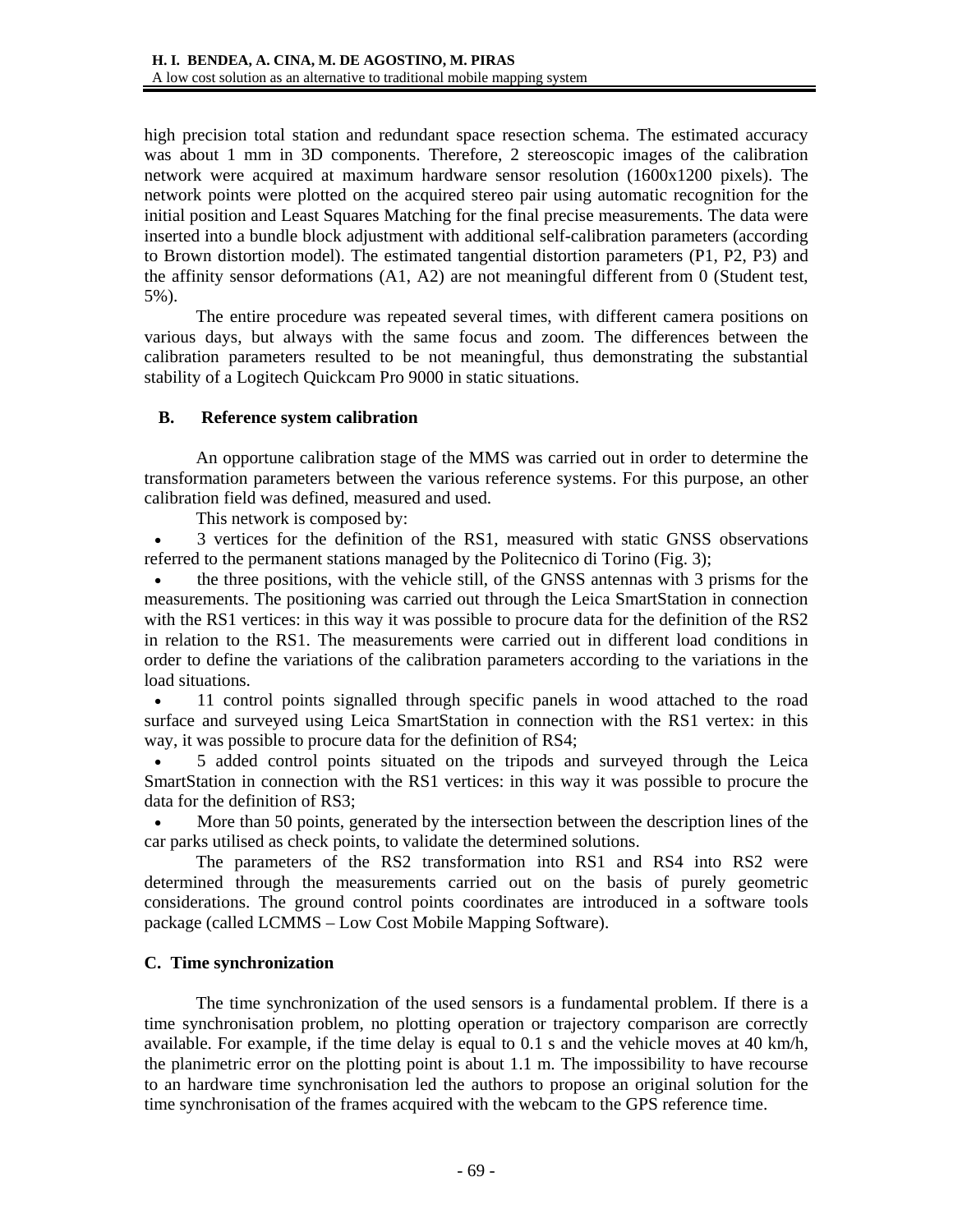high precision total station and redundant space resection schema. The estimated accuracy was about 1 mm in 3D components. Therefore, 2 stereoscopic images of the calibration network were acquired at maximum hardware sensor resolution (1600x1200 pixels). The network points were plotted on the acquired stereo pair using automatic recognition for the initial position and Least Squares Matching for the final precise measurements. The data were inserted into a bundle block adjustment with additional self-calibration parameters (according to Brown distortion model). The estimated tangential distortion parameters (P1, P2, P3) and the affinity sensor deformations (A1, A2) are not meaningful different from 0 (Student test, 5%).

The entire procedure was repeated several times, with different camera positions on various days, but always with the same focus and zoom. The differences between the calibration parameters resulted to be not meaningful, thus demonstrating the substantial stability of a Logitech Quickcam Pro 9000 in static situations.

### B. Reference system calibration

An opportune calibration stage of the MMS was carried out in order to determine the transformation parameters between the various reference systems. For this purpose, an other calibration field was defined, measured and used.

This network is composed by:

- 3 vertices for the definition of the RS1, measured with static GNSS observations referred to the permanent stations managed by the Politecnico di Torino (Fig. 3);
- the three positions, with the vehicle still, of the GNSS antennas with 3 prisms for the measurements. The positioning was carried out through the Leica SmartStation in connection with the RS1 vertices: in this way it was possible to procure data for the definition of the RS2 in relation to the RS1. The measurements were carried out in different load conditions in order to define the variations of the calibration parameters according to the variations in the load situations.
- 11 control points signalled through specific panels in wood attached to the road surface and surveyed using Leica SmartStation in connection with the RS1 vertex: in this way, it was possible to procure data for the definition of RS4;
- 5 added control points situated on the tripods and surveyed through the Leica SmartStation in connection with the RS1 vertices: in this way it was possible to procure the data for the definition of RS3;
- More than 50 points, generated by the intersection between the description lines of the car parks utilised as check points, to validate the determined solutions.

The parameters of the RS2 transformation into RS1 and RS4 into RS2 were determined through the measurements carried out on the basis of purely geometric considerations. The ground control points coordinates are introduced in a software tools package (called LCMMS – Low Cost Mobile Mapping Software).

### C. Time synchronization

The time synchronization of the used sensors is a fundamental problem. If there is a time synchronisation problem, no plotting operation or trajectory comparison are correctly available. For example, if the time delay is equal to 0.1 s and the vehicle moves at 40 km/h, the planimetric error on the plotting point is about 1.1 m. The impossibility to have recourse to an hardware time synchronisation led the authors to propose an original solution for the time synchronisation of the frames acquired with the webcam to the GPS reference time.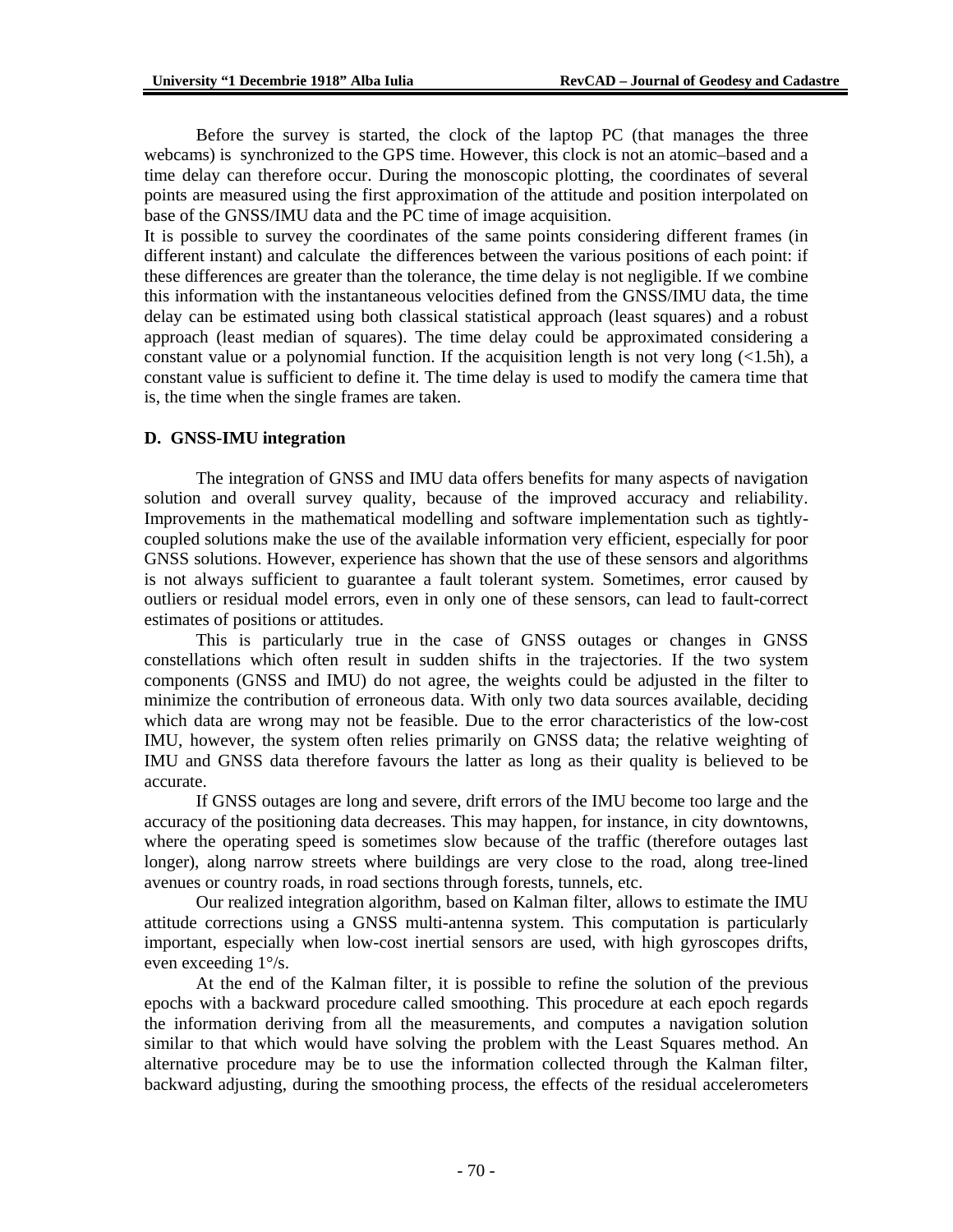Before the survey is started, the clock of the laptop PC (that manages the three webcams) is synchronized to the GPS time. However, this clock is not an atomic–based and a time delay can therefore occur. During the monoscopic plotting, the coordinates of several points are measured using the first approximation of the attitude and position interpolated on base of the GNSS/IMU data and the PC time of image acquisition.
It is possible to survey the coordinates of the same points considering different frames (in different instant) and calculate the differences between the various positions of each point: if these differences are greater than the tolerance, the time delay is not negligible. If we combine this information with the instantaneous velocities defined from the GNSS/IMU data, the time delay can be estimated using both classical statistical approach (least squares) and a robust approach (least median of squares). The time delay could be approximated considering a constant value or a polynomial function. If the acquisition length is not very long (<1.5h), a constant value is sufficient to define it. The time delay is used to modify the camera time that is, the time when the single frames are taken.

### D. GNSS-IMU integration

The integration of GNSS and IMU data offers benefits for many aspects of navigation solution and overall survey quality, because of the improved accuracy and reliability. Improvements in the mathematical modelling and software implementation such as tightly-coupled solutions make the use of the available information very efficient, especially for poor GNSS solutions. However, experience has shown that the use of these sensors and algorithms is not always sufficient to guarantee a fault tolerant system. Sometimes, error caused by outliers or residual model errors, even in only one of these sensors, can lead to fault-correct estimates of positions or attitudes.

This is particularly true in the case of GNSS outages or changes in GNSS constellations which often result in sudden shifts in the trajectories. If the two system components (GNSS and IMU) do not agree, the weights could be adjusted in the filter to minimize the contribution of erroneous data. With only two data sources available, deciding which data are wrong may not be feasible. Due to the error characteristics of the low-cost IMU, however, the system often relies primarily on GNSS data; the relative weighting of IMU and GNSS data therefore favours the latter as long as their quality is believed to be accurate.

If GNSS outages are long and severe, drift errors of the IMU become too large and the accuracy of the positioning data decreases. This may happen, for instance, in city downtowns, where the operating speed is sometimes slow because of the traffic (therefore outages last longer), along narrow streets where buildings are very close to the road, along tree-lined avenues or country roads, in road sections through forests, tunnels, etc.

Our realized integration algorithm, based on Kalman filter, allows to estimate the IMU attitude corrections using a GNSS multi-antenna system. This computation is particularly important, especially when low-cost inertial sensors are used, with high gyroscopes drifts, even exceeding 1°/s.

At the end of the Kalman filter, it is possible to refine the solution of the previous epochs with a backward procedure called smoothing. This procedure at each epoch regards the information deriving from all the measurements, and computes a navigation solution similar to that which would have solving the problem with the Least Squares method. An alternative procedure may be to use the information collected through the Kalman filter, backward adjusting, during the smoothing process, the effects of the residual accelerometers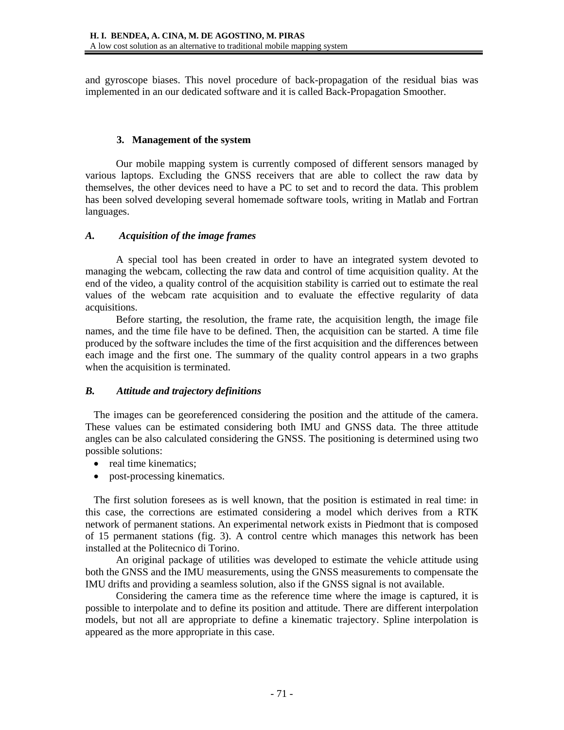and gyroscope biases. This novel procedure of back-propagation of the residual bias was implemented in an our dedicated software and it is called Back-Propagation Smoother.

## 3. Management of the system

Our mobile mapping system is currently composed of different sensors managed by various laptops. Excluding the GNSS receivers that are able to collect the raw data by themselves, the other devices need to have a PC to set and to record the data. This problem has been solved developing several homemade software tools, writing in Matlab and Fortran languages.

### *A. Acquisition of the image frames*

A special tool has been created in order to have an integrated system devoted to managing the webcam, collecting the raw data and control of time acquisition quality. At the end of the video, a quality control of the acquisition stability is carried out to estimate the real values of the webcam rate acquisition and to evaluate the effective regularity of data acquisitions.

Before starting, the resolution, the frame rate, the acquisition length, the image file names, and the time file have to be defined. Then, the acquisition can be started. A time file produced by the software includes the time of the first acquisition and the differences between each image and the first one. The summary of the quality control appears in a two graphs when the acquisition is terminated.

### *B. Attitude and trajectory definitions*

The images can be georeferenced considering the position and the attitude of the camera. These values can be estimated considering both IMU and GNSS data. The three attitude angles can be also calculated considering the GNSS. The positioning is determined using two possible solutions:

- real time kinematics;
- post-processing kinematics.

The first solution foresees as is well known, that the position is estimated in real time: in this case, the corrections are estimated considering a model which derives from a RTK network of permanent stations. An experimental network exists in Piedmont that is composed of 15 permanent stations (fig. 3). A control centre which manages this network has been installed at the Politecnico di Torino.

An original package of utilities was developed to estimate the vehicle attitude using both the GNSS and the IMU measurements, using the GNSS measurements to compensate the IMU drifts and providing a seamless solution, also if the GNSS signal is not available.

Considering the camera time as the reference time where the image is captured, it is possible to interpolate and to define its position and attitude. There are different interpolation models, but not all are appropriate to define a kinematic trajectory. Spline interpolation is appeared as the more appropriate in this case.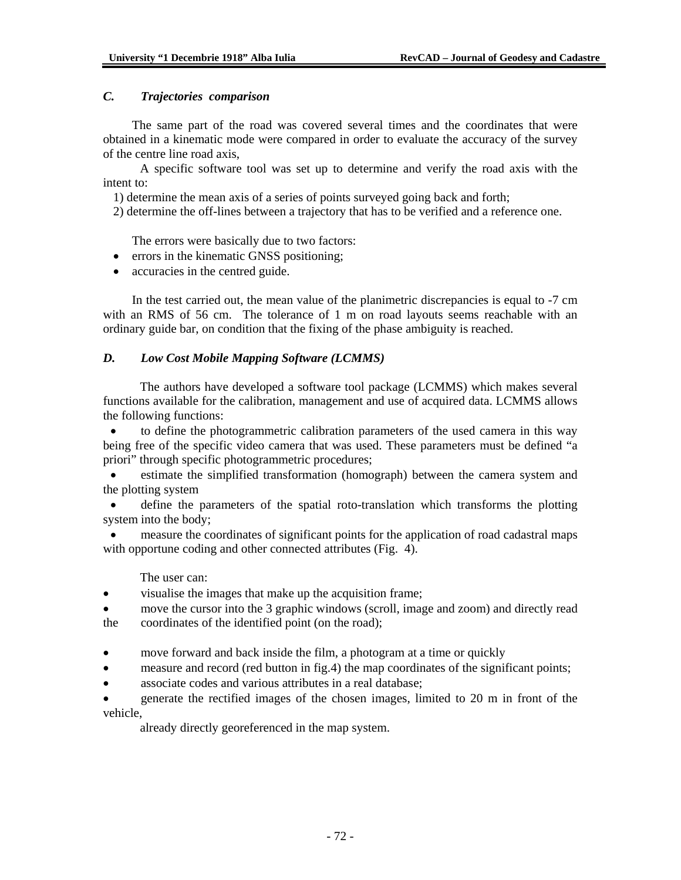### *C. Trajectories comparison*

The same part of the road was covered several times and the coordinates that were obtained in a kinematic mode were compared in order to evaluate the accuracy of the survey of the centre line road axis,

A specific software tool was set up to determine and verify the road axis with the intent to:

1) determine the mean axis of a series of points surveyed going back and forth;
2) determine the off-lines between a trajectory that has to be verified and a reference one.

The errors were basically due to two factors:

- errors in the kinematic GNSS positioning;
- accuracies in the centred guide.

In the test carried out, the mean value of the planimetric discrepancies is equal to -7 cm with an RMS of 56 cm. The tolerance of 1 m on road layouts seems reachable with an ordinary guide bar, on condition that the fixing of the phase ambiguity is reached.

### *D. Low Cost Mobile Mapping Software (LCMMS)*

The authors have developed a software tool package (LCMMS) which makes several functions available for the calibration, management and use of acquired data. LCMMS allows the following functions:

- to define the photogrammetric calibration parameters of the used camera in this way being free of the specific video camera that was used. These parameters must be defined "a priori" through specific photogrammetric procedures;
- estimate the simplified transformation (homograph) between the camera system and the plotting system
- define the parameters of the spatial roto-translation which transforms the plotting system into the body;
- measure the coordinates of significant points for the application of road cadastral maps with opportune coding and other connected attributes (Fig. 4).

The user can:

- visualise the images that make up the acquisition frame;
- move the cursor into the 3 graphic windows (scroll, image and zoom) and directly read the coordinates of the identified point (on the road);
- move forward and back inside the film, a photogram at a time or quickly
- measure and record (red button in fig.4) the map coordinates of the significant points;
- associate codes and various attributes in a real database;
- generate the rectified images of the chosen images, limited to 20 m in front of the vehicle, already directly georeferenced in the map system.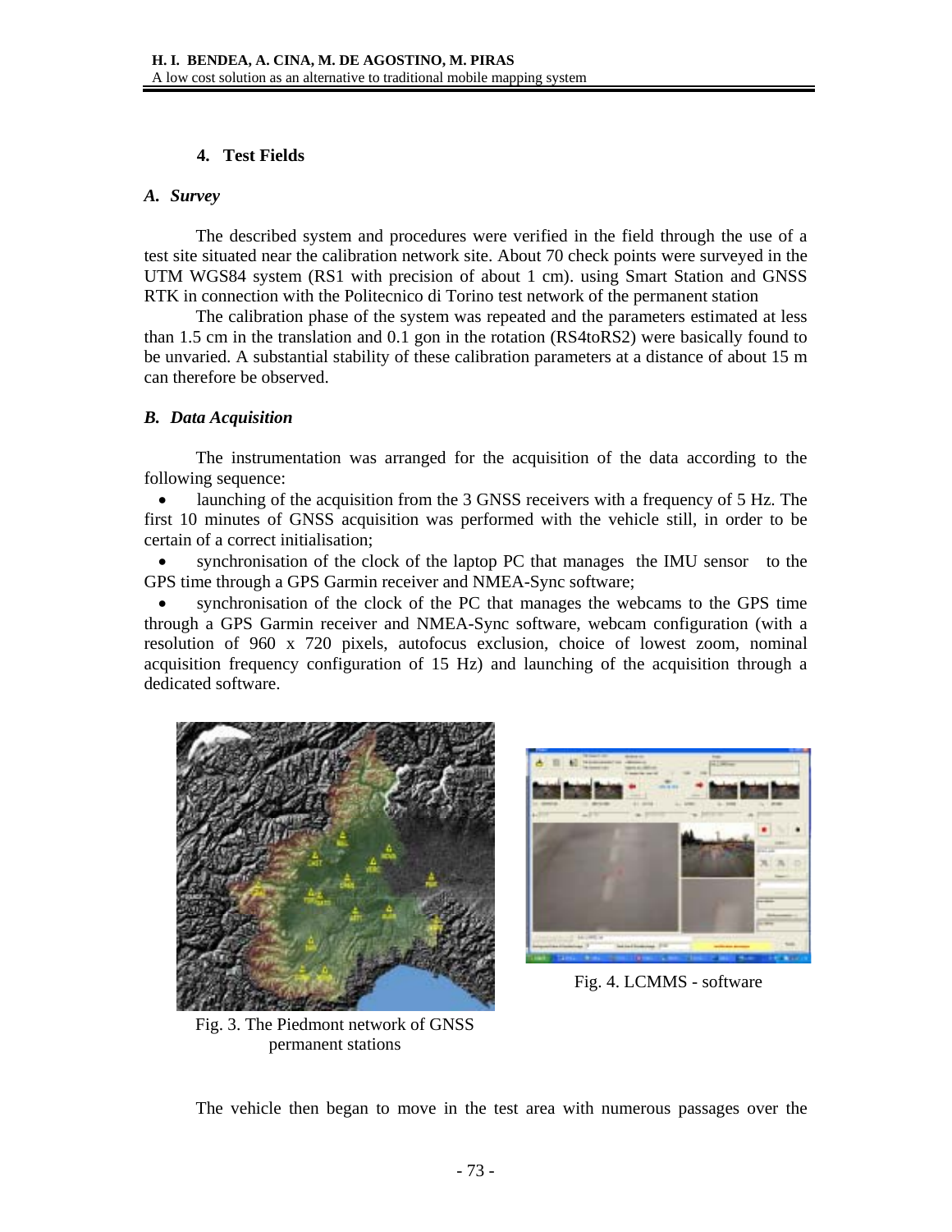## 4. Test Fields

### *A. Survey*

The described system and procedures were verified in the field through the use of a test site situated near the calibration network site. About 70 check points were surveyed in the UTM WGS84 system (RS1 with precision of about 1 cm). using Smart Station and GNSS RTK in connection with the Politecnico di Torino test network of the permanent station

The calibration phase of the system was repeated and the parameters estimated at less than 1.5 cm in the translation and 0.1 gon in the rotation (RS4toRS2) were basically found to be unvaried. A substantial stability of these calibration parameters at a distance of about 15 m can therefore be observed.

### *B. Data Acquisition*

The instrumentation was arranged for the acquisition of the data according to the following sequence:

- launching of the acquisition from the 3 GNSS receivers with a frequency of 5 Hz. The first 10 minutes of GNSS acquisition was performed with the vehicle still, in order to be certain of a correct initialisation;
- synchronisation of the clock of the laptop PC that manages the IMU sensor to the GPS time through a GPS Garmin receiver and NMEA-Sync software;
- synchronisation of the clock of the PC that manages the webcams to the GPS time through a GPS Garmin receiver and NMEA-Sync software, webcam configuration (with a resolution of 960 x 720 pixels, autofocus exclusion, choice of lowest zoom, nominal acquisition frequency configuration of 15 Hz) and launching of the acquisition through a dedicated software.

Fig. 3. The Piedmont network of GNSS permanent stations

Fig. 4. LCMMS - software

The vehicle then began to move in the test area with numerous passages over the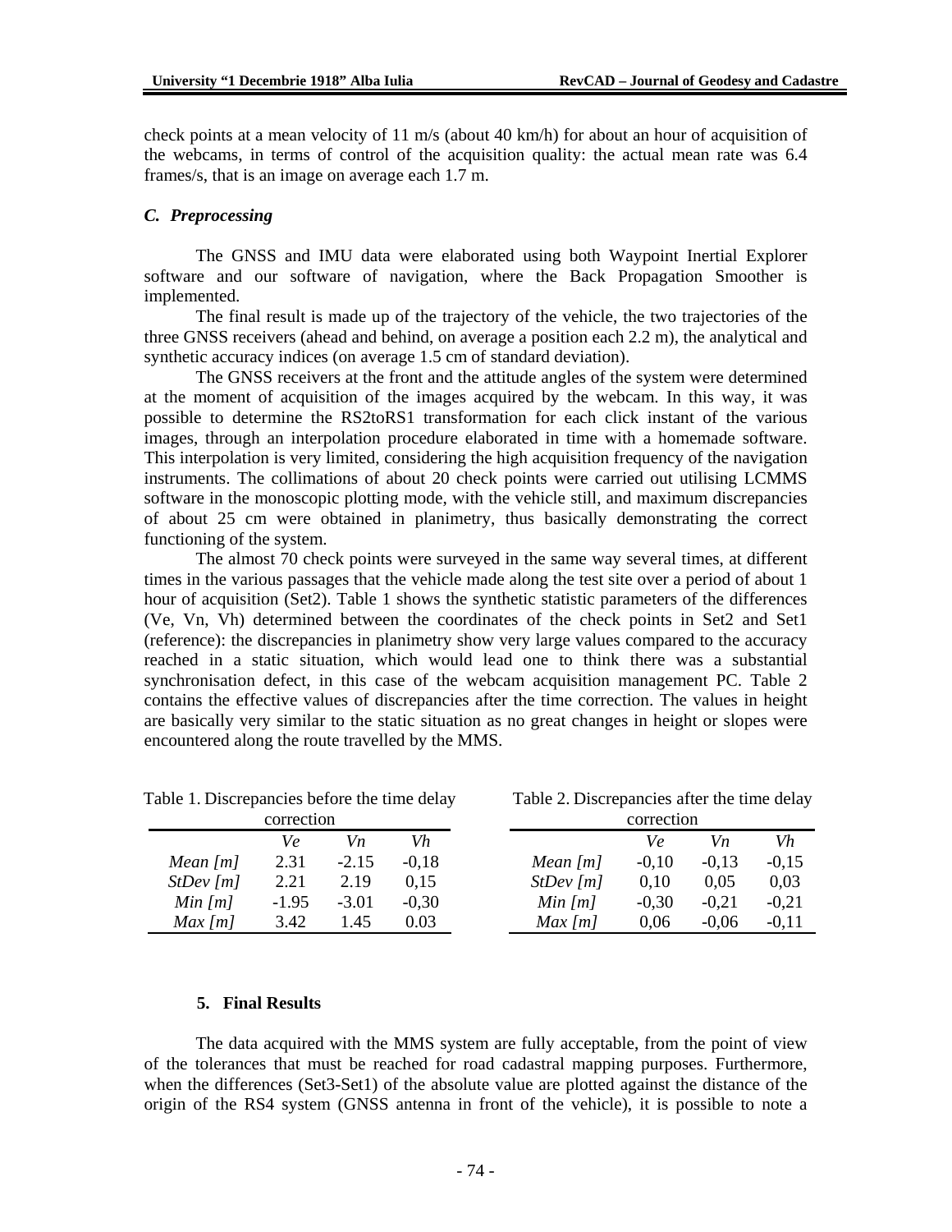check points at a mean velocity of 11 m/s (about 40 km/h) for about an hour of acquisition of the webcams, in terms of control of the acquisition quality: the actual mean rate was 6.4 frames/s, that is an image on average each 1.7 m.

### *C. Preprocessing*

The GNSS and IMU data were elaborated using both Waypoint Inertial Explorer software and our software of navigation, where the Back Propagation Smoother is implemented.

The final result is made up of the trajectory of the vehicle, the two trajectories of the three GNSS receivers (ahead and behind, on average a position each 2.2 m), the analytical and synthetic accuracy indices (on average 1.5 cm of standard deviation).

The GNSS receivers at the front and the attitude angles of the system were determined at the moment of acquisition of the images acquired by the webcam. In this way, it was possible to determine the RS2toRS1 transformation for each click instant of the various images, through an interpolation procedure elaborated in time with a homemade software. This interpolation is very limited, considering the high acquisition frequency of the navigation instruments. The collimations of about 20 check points were carried out utilising LCMMS software in the monoscopic plotting mode, with the vehicle still, and maximum discrepancies of about 25 cm were obtained in planimetry, thus basically demonstrating the correct functioning of the system.

The almost 70 check points were surveyed in the same way several times, at different times in the various passages that the vehicle made along the test site over a period of about 1 hour of acquisition (Set2). Table 1 shows the synthetic statistic parameters of the differences (Ve, Vn, Vh) determined between the coordinates of the check points in Set2 and Set1 (reference): the discrepancies in planimetry show very large values compared to the accuracy reached in a static situation, which would lead one to think there was a substantial synchronisation defect, in this case of the webcam acquisition management PC. Table 2 contains the effective values of discrepancies after the time correction. The values in height are basically very similar to the static situation as no great changes in height or slopes were encountered along the route travelled by the MMS.

Table 1. Discrepancies before the time delay correction

| | *Ve* | *Vn* | *Vh* |
|---|---|---|---|
| *Mean [m]* | 2.31 | -2.15 | -0,18 |
| *StDev [m]* | 2.21 | 2.19 | 0,15 |
| *Min [m]* | -1.95 | -3.01 | -0,30 |
| *Max [m]* | 3.42 | 1.45 | 0.03 |

Table 2. Discrepancies after the time delay correction

| | *Ve* | *Vn* | *Vh* |
|---|---|---|---|
| *Mean [m]* | -0,10 | -0,13 | -0,15 |
| *StDev [m]* | 0,10 | 0,05 | 0,03 |
| *Min [m]* | -0,30 | -0,21 | -0,21 |
| *Max [m]* | 0,06 | -0,06 | -0,11 |

## 5. Final Results

The data acquired with the MMS system are fully acceptable, from the point of view of the tolerances that must be reached for road cadastral mapping purposes. Furthermore, when the differences (Set3-Set1) of the absolute value are plotted against the distance of the origin of the RS4 system (GNSS antenna in front of the vehicle), it is possible to note a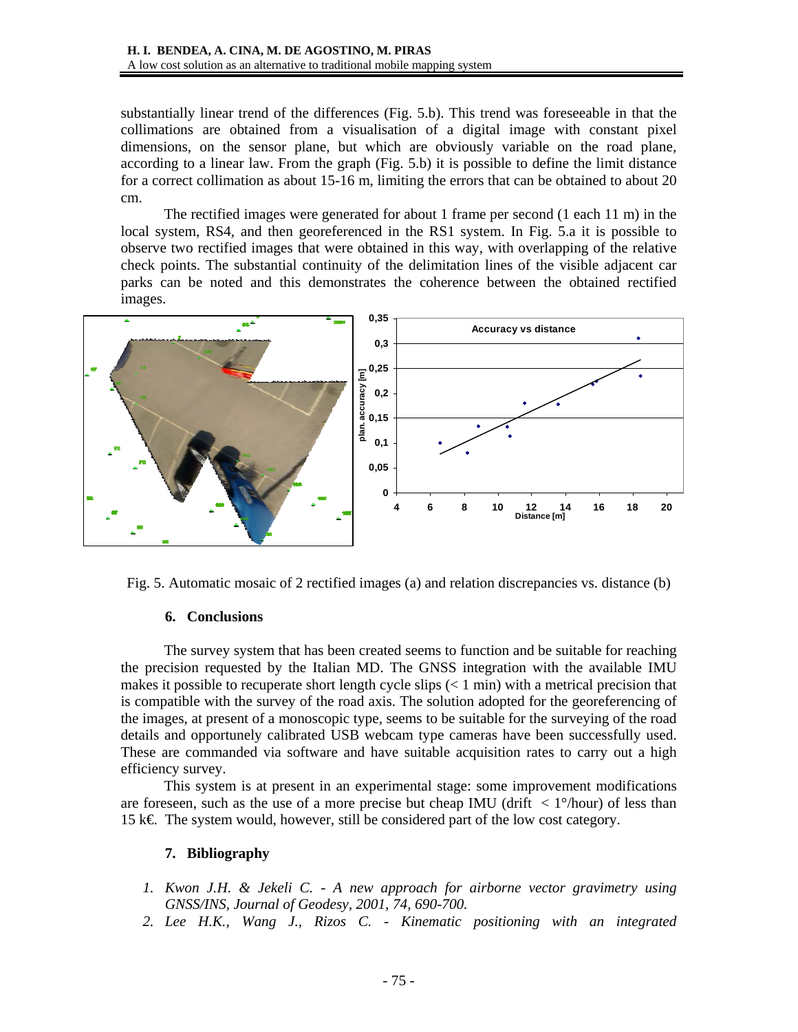substantially linear trend of the differences (Fig. 5.b). This trend was foreseeable in that the collimations are obtained from a visualisation of a digital image with constant pixel dimensions, on the sensor plane, but which are obviously variable on the road plane, according to a linear law. From the graph (Fig. 5.b) it is possible to define the limit distance for a correct collimation as about 15-16 m, limiting the errors that can be obtained to about 20 cm.

The rectified images were generated for about 1 frame per second (1 each 11 m) in the local system, RS4, and then georeferenced in the RS1 system. In Fig. 5.a it is possible to observe two rectified images that were obtained in this way, with overlapping of the relative check points. The substantial continuity of the delimitation lines of the visible adjacent car parks can be noted and this demonstrates the coherence between the obtained rectified images.

Fig. 5. Automatic mosaic of 2 rectified images (a) and relation discrepancies vs. distance (b)

### 6. Conclusions

The survey system that has been created seems to function and be suitable for reaching the precision requested by the Italian MD. The GNSS integration with the available IMU makes it possible to recuperate short length cycle slips (< 1 min) with a metrical precision that is compatible with the survey of the road axis. The solution adopted for the georeferencing of the images, at present of a monoscopic type, seems to be suitable for the surveying of the road details and opportunely calibrated USB webcam type cameras have been successfully used. These are commanded via software and have suitable acquisition rates to carry out a high efficiency survey.

This system is at present in an experimental stage: some improvement modifications are foreseen, such as the use of a more precise but cheap IMU (drift < 1°/hour) of less than 15 k€. The system would, however, still be considered part of the low cost category.

### 7. Bibliography

1. *Kwon J.H. & Jekeli C. - A new approach for airborne vector gravimetry using GNSS/INS, Journal of Geodesy, 2001, 74, 690-700.*
2. *Lee H.K., Wang J., Rizos C. - Kinematic positioning with an integrated*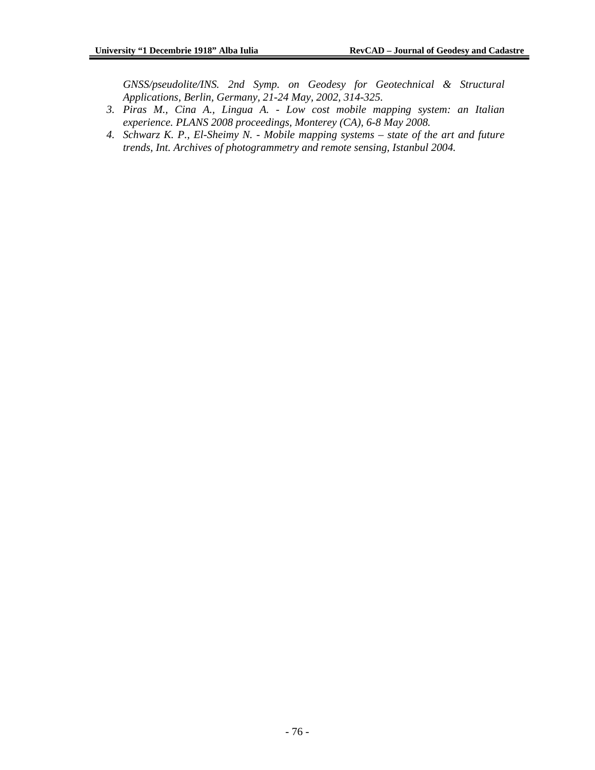*GNSS/pseudolite/INS. 2nd Symp. on Geodesy for Geotechnical & Structural Applications, Berlin, Germany, 21-24 May, 2002, 314-325.*

3. *Piras M., Cina A., Lingua A. - Low cost mobile mapping system: an Italian experience. PLANS 2008 proceedings, Monterey (CA), 6-8 May 2008.*
4. *Schwarz K. P., El-Sheimy N. - Mobile mapping systems – state of the art and future trends, Int. Archives of photogrammetry and remote sensing, Istanbul 2004.*